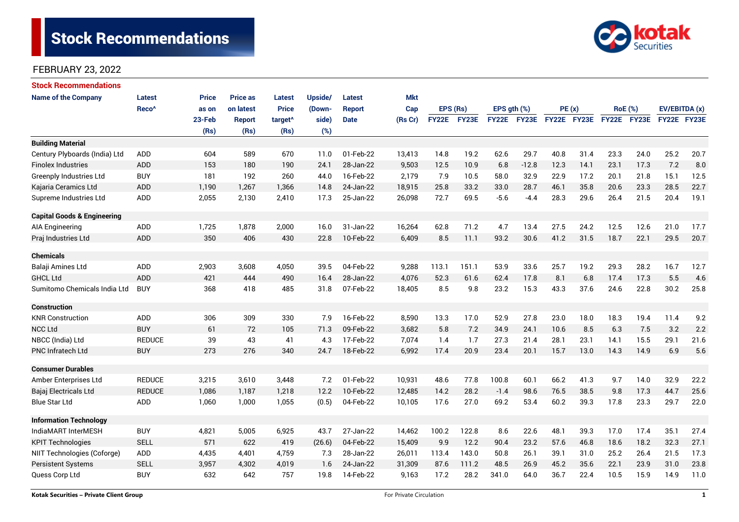# Stock Recommendations

FEBRUARY 23, 2022

## Stock Recommendations

| Name of the Company | Latest Reco^ | Price as on 23-Feb (Rs) | Price as on latest Report (Rs) | Latest Price target^ (Rs) | Upside/ (Down-side) (%) | Latest Report Date | Mkt Cap (Rs Cr) | EPS (Rs) | | EPS gth (%) | | PE (x) | | RoE (%) | | EV/EBITDA (x) | |
|---|---|---|---|---|---|---|---|---|---|---|---|---|---|---|---|---|---|
| | | | | | | | | FY22E | FY23E | FY22E | FY23E | FY22E | FY23E | FY22E | FY23E | FY22E | FY23E |
| **Building Material** | | | | | | | | | | | | | | | | | |
| Century Plyboards (India) Ltd | ADD | 604 | 589 | 670 | 11.0 | 01-Feb-22 | 13,413 | 14.8 | 19.2 | 62.6 | 29.7 | 40.8 | 31.4 | 23.3 | 24.0 | 25.2 | 20.7 |
| Finolex Industries | ADD | 153 | 180 | 190 | 24.1 | 28-Jan-22 | 9,503 | 12.5 | 10.9 | 6.8 | -12.8 | 12.3 | 14.1 | 23.1 | 17.3 | 7.2 | 8.0 |
| Greenply Industries Ltd | BUY | 181 | 192 | 260 | 44.0 | 16-Feb-22 | 2,179 | 7.9 | 10.5 | 58.0 | 32.9 | 22.9 | 17.2 | 20.1 | 21.8 | 15.1 | 12.5 |
| Kajaria Ceramics Ltd | ADD | 1,190 | 1,267 | 1,366 | 14.8 | 24-Jan-22 | 18,915 | 25.8 | 33.2 | 33.0 | 28.7 | 46.1 | 35.8 | 20.6 | 23.3 | 28.5 | 22.7 |
| Supreme Industries Ltd | ADD | 2,055 | 2,130 | 2,410 | 17.3 | 25-Jan-22 | 26,098 | 72.7 | 69.5 | -5.6 | -4.4 | 28.3 | 29.6 | 26.4 | 21.5 | 20.4 | 19.1 |
| **Capital Goods & Engineering** | | | | | | | | | | | | | | | | | |
| AIA Engineering | ADD | 1,725 | 1,878 | 2,000 | 16.0 | 31-Jan-22 | 16,264 | 62.8 | 71.2 | 4.7 | 13.4 | 27.5 | 24.2 | 12.5 | 12.6 | 21.0 | 17.7 |
| Praj Industries Ltd | ADD | 350 | 406 | 430 | 22.8 | 10-Feb-22 | 6,409 | 8.5 | 11.1 | 93.2 | 30.6 | 41.2 | 31.5 | 18.7 | 22.1 | 29.5 | 20.7 |
| **Chemicals** | | | | | | | | | | | | | | | | | |
| Balaji Amines Ltd | ADD | 2,903 | 3,608 | 4,050 | 39.5 | 04-Feb-22 | 9,288 | 113.1 | 151.1 | 53.9 | 33.6 | 25.7 | 19.2 | 29.3 | 28.2 | 16.7 | 12.7 |
| GHCL Ltd | ADD | 421 | 444 | 490 | 16.4 | 28-Jan-22 | 4,076 | 52.3 | 61.6 | 62.4 | 17.8 | 8.1 | 6.8 | 17.4 | 17.3 | 5.5 | 4.6 |
| Sumitomo Chemicals India Ltd | BUY | 368 | 418 | 485 | 31.8 | 07-Feb-22 | 18,405 | 8.5 | 9.8 | 23.2 | 15.3 | 43.3 | 37.6 | 24.6 | 22.8 | 30.2 | 25.8 |
| **Construction** | | | | | | | | | | | | | | | | | |
| KNR Construction | ADD | 306 | 309 | 330 | 7.9 | 16-Feb-22 | 8,590 | 13.3 | 17.0 | 52.9 | 27.8 | 23.0 | 18.0 | 18.3 | 19.4 | 11.4 | 9.2 |
| NCC Ltd | BUY | 61 | 72 | 105 | 71.3 | 09-Feb-22 | 3,682 | 5.8 | 7.2 | 34.9 | 24.1 | 10.6 | 8.5 | 6.3 | 7.5 | 3.2 | 2.2 |
| NBCC (India) Ltd | REDUCE | 39 | 43 | 41 | 4.3 | 17-Feb-22 | 7,074 | 1.4 | 1.7 | 27.3 | 21.4 | 28.1 | 23.1 | 14.1 | 15.5 | 29.1 | 21.6 |
| PNC Infratech Ltd | BUY | 273 | 276 | 340 | 24.7 | 18-Feb-22 | 6,992 | 17.4 | 20.9 | 23.4 | 20.1 | 15.7 | 13.0 | 14.3 | 14.9 | 6.9 | 5.6 |
| **Consumer Durables** | | | | | | | | | | | | | | | | | |
| Amber Enterprises Ltd | REDUCE | 3,215 | 3,610 | 3,448 | 7.2 | 01-Feb-22 | 10,931 | 48.6 | 77.8 | 100.8 | 60.1 | 66.2 | 41.3 | 9.7 | 14.0 | 32.9 | 22.2 |
| Bajaj Electricals Ltd | REDUCE | 1,086 | 1,187 | 1,218 | 12.2 | 10-Feb-22 | 12,485 | 14.2 | 28.2 | -1.4 | 98.6 | 76.5 | 38.5 | 9.8 | 17.3 | 44.7 | 25.6 |
| Blue Star Ltd | ADD | 1,060 | 1,000 | 1,055 | (0.5) | 04-Feb-22 | 10,105 | 17.6 | 27.0 | 69.2 | 53.4 | 60.2 | 39.3 | 17.8 | 23.3 | 29.7 | 22.0 |
| **Information Technology** | | | | | | | | | | | | | | | | | |
| IndiaMART InterMESH | BUY | 4,821 | 5,005 | 6,925 | 43.7 | 27-Jan-22 | 14,462 | 100.2 | 122.8 | 8.6 | 22.6 | 48.1 | 39.3 | 17.0 | 17.4 | 35.1 | 27.4 |
| KPIT Technologies | SELL | 571 | 622 | 419 | (26.6) | 04-Feb-22 | 15,409 | 9.9 | 12.2 | 90.4 | 23.2 | 57.6 | 46.8 | 18.6 | 18.2 | 32.3 | 27.1 |
| NIIT Technologies (Coforge) | ADD | 4,435 | 4,401 | 4,759 | 7.3 | 28-Jan-22 | 26,011 | 113.4 | 143.0 | 50.8 | 26.1 | 39.1 | 31.0 | 25.2 | 26.4 | 21.5 | 17.3 |
| Persistent Systems | SELL | 3,957 | 4,302 | 4,019 | 1.6 | 24-Jan-22 | 31,309 | 87.6 | 111.2 | 48.5 | 26.9 | 45.2 | 35.6 | 22.1 | 23.9 | 31.0 | 23.8 |
| Quess Corp Ltd | BUY | 632 | 642 | 757 | 19.8 | 14-Feb-22 | 9,163 | 17.2 | 28.2 | 341.0 | 64.0 | 36.7 | 22.4 | 10.5 | 15.9 | 14.9 | 11.0 |

Kotak Securities – Private Client Group

For Private Circulation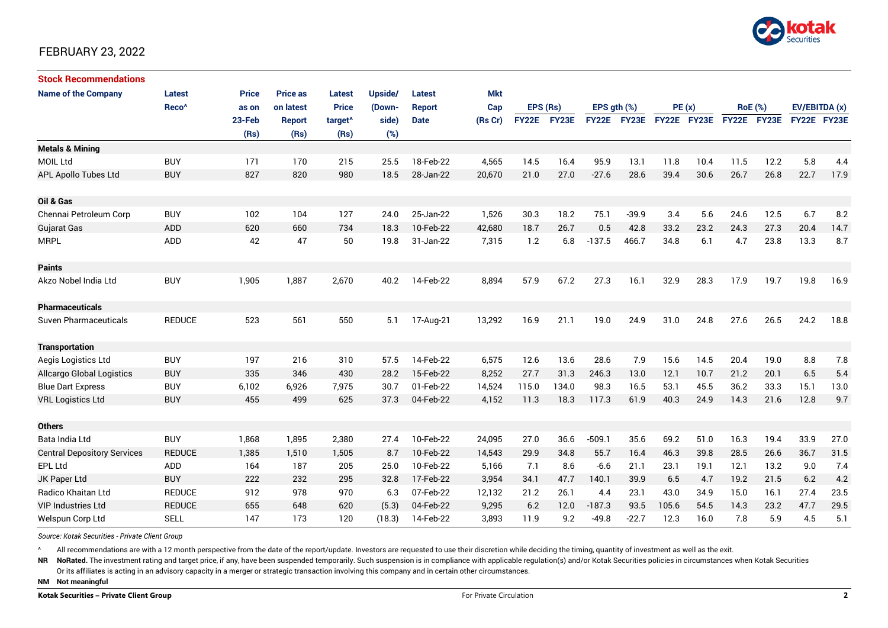FEBRUARY 23, 2022

**Stock Recommendations**

| Name of the Company | Latest Reco^ | Price as on 23-Feb (Rs) | Price as on latest Report (Rs) | Latest Price target^ (Rs) | Upside/ (Down-side) (%) | Latest Report Date | Mkt Cap (Rs Cr) | EPS (Rs) | | EPS gth (%) | | PE (x) | | RoE (%) | | EV/EBITDA (x) | |
|---|---|---|---|---|---|---|---|---|---|---|---|---|---|---|---|---|---|
| | | | | | | | | FY22E | FY23E | FY22E | FY23E | FY22E | FY23E | FY22E | FY23E | FY22E | FY23E |
| **Metals & Mining** | | | | | | | | | | | | | | | | | |
| MOIL Ltd | BUY | 171 | 170 | 215 | 25.5 | 18-Feb-22 | 4,565 | 14.5 | 16.4 | 95.9 | 13.1 | 11.8 | 10.4 | 11.5 | 12.2 | 5.8 | 4.4 |
| APL Apollo Tubes Ltd | BUY | 827 | 820 | 980 | 18.5 | 28-Jan-22 | 20,670 | 21.0 | 27.0 | -27.6 | 28.6 | 39.4 | 30.6 | 26.7 | 26.8 | 22.7 | 17.9 |
| **Oil & Gas** | | | | | | | | | | | | | | | | | |
| Chennai Petroleum Corp | BUY | 102 | 104 | 127 | 24.0 | 25-Jan-22 | 1,526 | 30.3 | 18.2 | 75.1 | -39.9 | 3.4 | 5.6 | 24.6 | 12.5 | 6.7 | 8.2 |
| Gujarat Gas | ADD | 620 | 660 | 734 | 18.3 | 10-Feb-22 | 42,680 | 18.7 | 26.7 | 0.5 | 42.8 | 33.2 | 23.2 | 24.3 | 27.3 | 20.4 | 14.7 |
| MRPL | ADD | 42 | 47 | 50 | 19.8 | 31-Jan-22 | 7,315 | 1.2 | 6.8 | -137.5 | 466.7 | 34.8 | 6.1 | 4.7 | 23.8 | 13.3 | 8.7 |
| **Paints** | | | | | | | | | | | | | | | | | |
| Akzo Nobel India Ltd | BUY | 1,905 | 1,887 | 2,670 | 40.2 | 14-Feb-22 | 8,894 | 57.9 | 67.2 | 27.3 | 16.1 | 32.9 | 28.3 | 17.9 | 19.7 | 19.8 | 16.9 |
| **Pharmaceuticals** | | | | | | | | | | | | | | | | | |
| Suven Pharmaceuticals | REDUCE | 523 | 561 | 550 | 5.1 | 17-Aug-21 | 13,292 | 16.9 | 21.1 | 19.0 | 24.9 | 31.0 | 24.8 | 27.6 | 26.5 | 24.2 | 18.8 |
| **Transportation** | | | | | | | | | | | | | | | | | |
| Aegis Logistics Ltd | BUY | 197 | 216 | 310 | 57.5 | 14-Feb-22 | 6,575 | 12.6 | 13.6 | 28.6 | 7.9 | 15.6 | 14.5 | 20.4 | 19.0 | 8.8 | 7.8 |
| Allcargo Global Logistics | BUY | 335 | 346 | 430 | 28.2 | 15-Feb-22 | 8,252 | 27.7 | 31.3 | 246.3 | 13.0 | 12.1 | 10.7 | 21.2 | 20.1 | 6.5 | 5.4 |
| Blue Dart Express | BUY | 6,102 | 6,926 | 7,975 | 30.7 | 01-Feb-22 | 14,524 | 115.0 | 134.0 | 98.3 | 16.5 | 53.1 | 45.5 | 36.2 | 33.3 | 15.1 | 13.0 |
| VRL Logistics Ltd | BUY | 455 | 499 | 625 | 37.3 | 04-Feb-22 | 4,152 | 11.3 | 18.3 | 117.3 | 61.9 | 40.3 | 24.9 | 14.3 | 21.6 | 12.8 | 9.7 |
| **Others** | | | | | | | | | | | | | | | | | |
| Bata India Ltd | BUY | 1,868 | 1,895 | 2,380 | 27.4 | 10-Feb-22 | 24,095 | 27.0 | 36.6 | -509.1 | 35.6 | 69.2 | 51.0 | 16.3 | 19.4 | 33.9 | 27.0 |
| Central Depository Services | REDUCE | 1,385 | 1,510 | 1,505 | 8.7 | 10-Feb-22 | 14,543 | 29.9 | 34.8 | 55.7 | 16.4 | 46.3 | 39.8 | 28.5 | 26.6 | 36.7 | 31.5 |
| EPL Ltd | ADD | 164 | 187 | 205 | 25.0 | 10-Feb-22 | 5,166 | 7.1 | 8.6 | -6.6 | 21.1 | 23.1 | 19.1 | 12.1 | 13.2 | 9.0 | 7.4 |
| JK Paper Ltd | BUY | 222 | 232 | 295 | 32.8 | 17-Feb-22 | 3,954 | 34.1 | 47.7 | 140.1 | 39.9 | 6.5 | 4.7 | 19.2 | 21.5 | 6.2 | 4.2 |
| Radico Khaitan Ltd | REDUCE | 912 | 978 | 970 | 6.3 | 07-Feb-22 | 12,132 | 21.2 | 26.1 | 4.4 | 23.1 | 43.0 | 34.9 | 15.0 | 16.1 | 27.4 | 23.5 |
| VIP Industries Ltd | REDUCE | 655 | 648 | 620 | (5.3) | 04-Feb-22 | 9,295 | 6.2 | 12.0 | -187.3 | 93.5 | 105.6 | 54.5 | 14.3 | 23.2 | 47.7 | 29.5 |
| Welspun Corp Ltd | SELL | 147 | 173 | 120 | (18.3) | 14-Feb-22 | 3,893 | 11.9 | 9.2 | -49.8 | -22.7 | 12.3 | 16.0 | 7.8 | 5.9 | 4.5 | 5.1 |

*Source: Kotak Securities - Private Client Group*

^ All recommendations are with a 12 month perspective from the date of the report/update. Investors are requested to use their discretion while deciding the timing, quantity of investment as well as the exit.

**NR** **NoRated.** The investment rating and target price, if any, have been suspended temporarily. Such suspension is in compliance with applicable regulation(s) and/or Kotak Securities policies in circumstances when Kotak Securities Or its affiliates is acting in an advisory capacity in a merger or strategic transaction involving this company and in certain other circumstances.

**NM** **Not meaningful**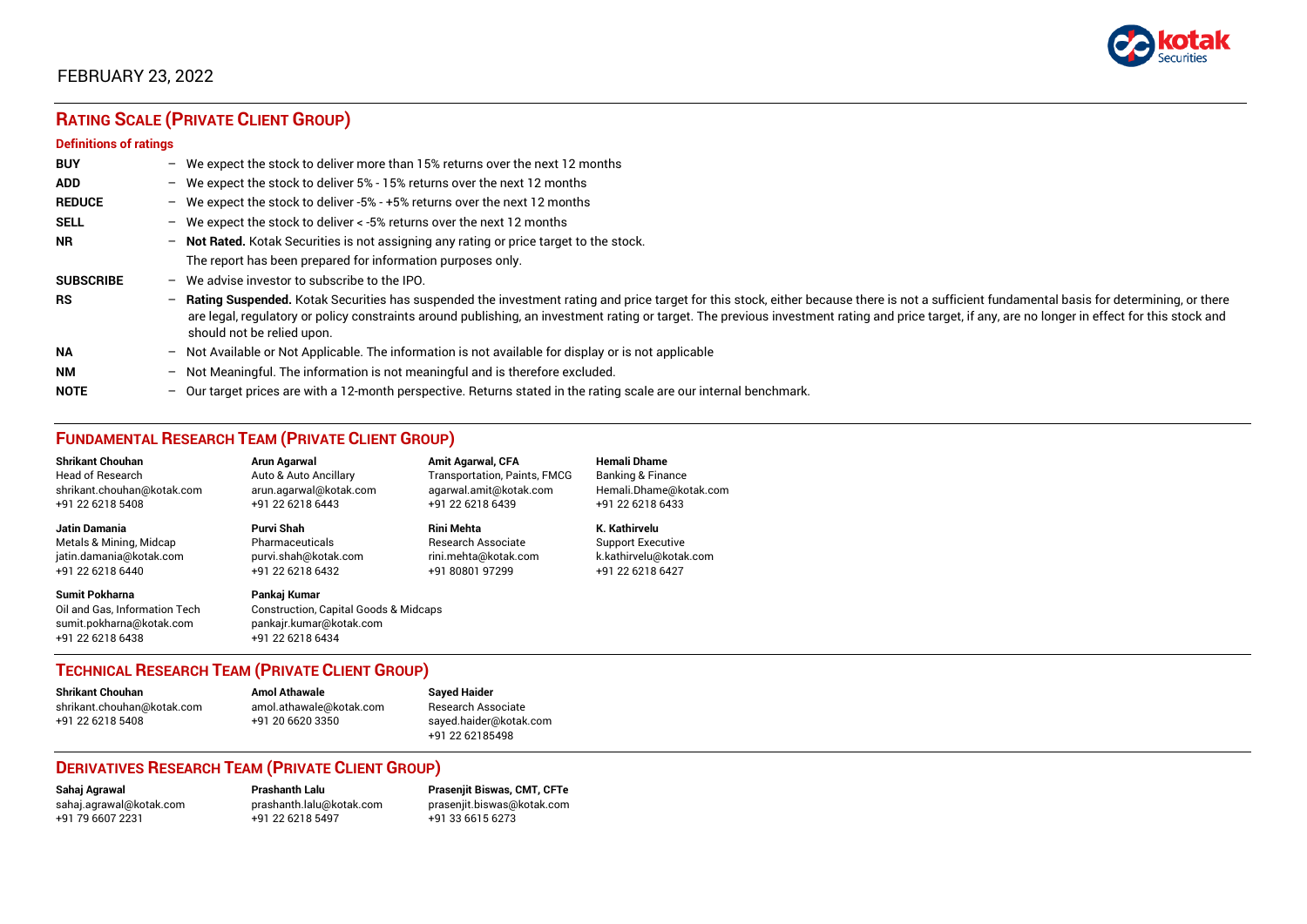FEBRUARY 23, 2022

## RATING SCALE (PRIVATE CLIENT GROUP)

**Definitions of ratings**

| | | |
|---|---|---|
| **BUY** | – | We expect the stock to deliver more than 15% returns over the next 12 months |
| **ADD** | – | We expect the stock to deliver 5% - 15% returns over the next 12 months |
| **REDUCE** | – | We expect the stock to deliver -5% - +5% returns over the next 12 months |
| **SELL** | – | We expect the stock to deliver < -5% returns over the next 12 months |
| **NR** | – | **Not Rated.** Kotak Securities is not assigning any rating or price target to the stock. The report has been prepared for information purposes only. |
| **SUBSCRIBE** | – | We advise investor to subscribe to the IPO. |
| **RS** | – | **Rating Suspended.** Kotak Securities has suspended the investment rating and price target for this stock, either because there is not a sufficient fundamental basis for determining, or there are legal, regulatory or policy constraints around publishing, an investment rating or target. The previous investment rating and price target, if any, are no longer in effect for this stock and should not be relied upon. |
| **NA** | – | Not Available or Not Applicable. The information is not available for display or is not applicable |
| **NM** | – | Not Meaningful. The information is not meaningful and is therefore excluded. |
| **NOTE** | – | Our target prices are with a 12-month perspective. Returns stated in the rating scale are our internal benchmark. |

## FUNDAMENTAL RESEARCH TEAM (PRIVATE CLIENT GROUP)

**Shrikant Chouhan**
Head of Research
shrikant.chouhan@kotak.com
+91 22 6218 5408

**Arun Agarwal**
Auto & Auto Ancillary
arun.agarwal@kotak.com
+91 22 6218 6443

**Amit Agarwal, CFA**
Transportation, Paints, FMCG
agarwal.amit@kotak.com
+91 22 6218 6439

**Hemali Dhame**
Banking & Finance
Hemali.Dhame@kotak.com
+91 22 6218 6433

**Jatin Damania**
Metals & Mining, Midcap
jatin.damania@kotak.com
+91 22 6218 6440

**Purvi Shah**
Pharmaceuticals
purvi.shah@kotak.com
+91 22 6218 6432

**Rini Mehta**
Research Associate
rini.mehta@kotak.com
+91 80801 97299

**K. Kathirvelu**
Support Executive
k.kathirvelu@kotak.com
+91 22 6218 6427

**Sumit Pokharna**
Oil and Gas, Information Tech
sumit.pokharna@kotak.com
+91 22 6218 6438

**Pankaj Kumar**
Construction, Capital Goods & Midcaps
pankajr.kumar@kotak.com
+91 22 6218 6434

## TECHNICAL RESEARCH TEAM (PRIVATE CLIENT GROUP)

**Shrikant Chouhan**
shrikant.chouhan@kotak.com
+91 22 6218 5408

**Amol Athawale**
amol.athawale@kotak.com
+91 20 6620 3350

**Sayed Haider**
Research Associate
sayed.haider@kotak.com
+91 22 62185498

## DERIVATIVES RESEARCH TEAM (PRIVATE CLIENT GROUP)

**Sahaj Agrawal**
sahaj.agrawal@kotak.com
+91 79 6607 2231

**Prashanth Lalu**
prashanth.lalu@kotak.com
+91 22 6218 5497

**Prasenjit Biswas, CMT, CFTe**
prasenjit.biswas@kotak.com
+91 33 6615 6273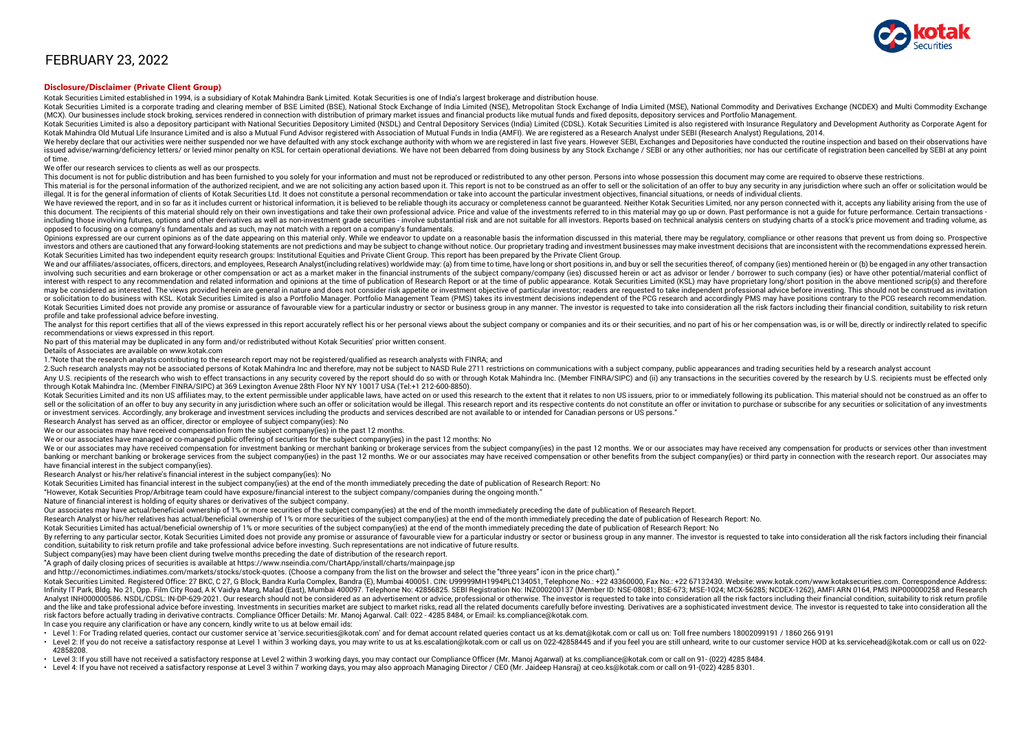# FEBRUARY 23, 2022

**Disclosure/Disclaimer (Private Client Group)**

Kotak Securities Limited established in 1994, is a subsidiary of Kotak Mahindra Bank Limited. Kotak Securities is one of India's largest brokerage and distribution house.

Kotak Securities Limited is a corporate trading and clearing member of BSE Limited (BSE), National Stock Exchange of India Limited (NSE), Metropolitan Stock Exchange of India Limited (MSE), National Commodity and Derivatives Exchange (NCDEX) and Multi Commodity Exchange (MCX). Our businesses include stock broking, services rendered in connection with distribution of primary market issues and financial products like mutual funds and fixed deposits, depository services and Portfolio Management.

Kotak Securities Limited is also a depository participant with National Securities Depository Limited (NSDL) and Central Depository Services (India) Limited (CDSL). Kotak Securities Limited is also registered with Insurance Regulatory and Development Authority as Corporate Agent for Kotak Mahindra Old Mutual Life Insurance Limited and is also a Mutual Fund Advisor registered with Association of Mutual Funds in India (AMFI). We are registered as a Research Analyst under SEBI (Research Analyst) Regulations, 2014.

We hereby declare that our activities were neither suspended nor we have defaulted with any stock exchange authority with whom we are registered in last five years. However SEBI, Exchanges and Depositories have conducted the routine inspection and based on their observations have issued advise/warning/deficiency letters/ or levied minor penalty on KSL for certain operational deviations. We have not been debarred from doing business by any Stock Exchange / SEBI or any other authorities; nor has our certificate of registration been cancelled by SEBI at any point of time.

We offer our research services to clients as well as our prospects.

This document is not for public distribution and has been furnished to you solely for your information and must not be reproduced or redistributed to any other person. Persons into whose possession this document may come are required to observe these restrictions.

This material is for the personal information of the authorized recipient, and we are not soliciting any action based upon it. This report is not to be construed as an offer to sell or the solicitation of an offer to buy any security in any jurisdiction where such an offer or solicitation would be illegal. It is for the general information of clients of Kotak Securities Ltd. It does not constitute a personal recommendation or take into account the particular investment objectives, financial situations, or needs of individual clients.

We have reviewed the report, and in so far as it includes current or historical information, it is believed to be reliable though its accuracy or completeness cannot be guaranteed. Neither Kotak Securities Limited, nor any person connected with it, accepts any liability arising from the use of this document. The recipients of this material should rely on their own investigations and take their own professional advice. Price and value of the investments referred to in this material may go up or down. Past performance is not a guide for future performance. Certain transactions - including those involving futures, options and other derivatives as well as non-investment grade securities - involve substantial risk and are not suitable for all investors. Reports based on technical analysis centers on studying charts of a stock's price movement and trading volume, as opposed to focusing on a company's fundamentals and as such, may not match with a report on a company's fundamentals.

Opinions expressed are our current opinions as of the date appearing on this material only. While we endeavor to update on a reasonable basis the information discussed in this material, there may be regulatory, compliance or other reasons that prevent us from doing so. Prospective investors and others are cautioned that any forward-looking statements are not predictions and may be subject to change without notice. Our proprietary trading and investment businesses may make investment decisions that are inconsistent with the recommendations expressed herein. Kotak Securities Limited has two independent equity research groups: Institutional Equities and Private Client Group. This report has been prepared by the Private Client Group.

We and our affiliates/associates, officers, directors, and employees, Research Analyst(including relatives) worldwide may: (a) from time to time, have long or short positions in, and buy or sell the securities thereof, of company (ies) mentioned herein or (b) be engaged in any other transaction involving such securities and earn brokerage or other compensation or act as a market maker in the financial instruments of the subject company/company (ies) discussed herein or act as advisor or lender / borrower to such company (ies) or have other potential/material conflict of interest with respect to any recommendation and related information and opinions at the time of publication of Research Report or at the time of public appearance. Kotak Securities Limited (KSL) may have proprietary long/short position in the above mentioned scrip(s) and therefore may be considered as interested. The views provided herein are general in nature and does not consider risk appetite or investment objective of particular investor; readers are requested to take independent professional advice before investing. This should not be construed as invitation or solicitation to do business with KSL. Kotak Securities Limited is also a Portfolio Manager. Portfolio Management Team (PMS) takes its investment decisions independent of the PCG research and accordingly PMS may have positions contrary to the PCG research recommendation. Kotak Securities Limited does not provide any promise or assurance of favourable view for a particular industry or sector or business group in any manner. The investor is requested to take into consideration all the risk factors including their financial condition, suitability to risk return profile and take professional advice before investing.

The analyst for this report certifies that all of the views expressed in this report accurately reflect his or her personal views about the subject company or companies and its or their securities, and no part of his or her compensation was, is or will be, directly or indirectly related to specific recommendations or views expressed in this report.

No part of this material may be duplicated in any form and/or redistributed without Kotak Securities' prior written consent.

Details of Associates are available on www.kotak.com

1."Note that the research analysts contributing to the research report may not be registered/qualified as research analysts with FINRA; and

2.Such research analysts may not be associated persons of Kotak Mahindra Inc and therefore, may not be subject to NASD Rule 2711 restrictions on communications with a subject company, public appearances and trading securities held by a research analyst account

Any U.S. recipients of the research who wish to effect transactions in any security covered by the report should do so with or through Kotak Mahindra Inc. (Member FINRA/SIPC) and (ii) any transactions in the securities covered by the research by U.S. recipients must be effected only through Kotak Mahindra Inc. (Member FINRA/SIPC) at 369 Lexington Avenue 28th Floor NY NY 10017 USA (Tel:+1 212-600-8850).

Kotak Securities Limited and its non US affiliates may, to the extent permissible under applicable laws, have acted on or used this research to the extent that it relates to non US issuers, prior to or immediately following its publication. This material should not be construed as an offer to sell or the solicitation of an offer to buy any security in any jurisdiction where such an offer or solicitation would be illegal. This research report and its respective contents do not constitute an offer or invitation to purchase or subscribe for any securities or solicitation of any investments or investment services. Accordingly, any brokerage and investment services including the products and services described are not available to or intended for Canadian persons or US persons."

Research Analyst has served as an officer, director or employee of subject company(ies): No

We or our associates may have received compensation from the subject company(ies) in the past 12 months.

We or our associates have managed or co-managed public offering of securities for the subject company(ies) in the past 12 months: No

We or our associates may have received compensation for investment banking or merchant banking or brokerage services from the subject company(ies) in the past 12 months. We or our associates may have received any compensation for products or services other than investment banking or merchant banking or brokerage services from the subject company(ies) in the past 12 months. We or our associates may have received compensation or other benefits from the subject company(ies) or third party in connection with the research report. Our associates may have financial interest in the subject company(ies).

Research Analyst or his/her relative's financial interest in the subject company(ies): No

Kotak Securities Limited has financial interest in the subject company(ies) at the end of the month immediately preceding the date of publication of Research Report: No

"However, Kotak Securities Prop/Arbitrage team could have exposure/financial interest to the subject company/companies during the ongoing month."

Nature of financial interest is holding of equity shares or derivatives of the subject company.

Our associates may have actual/beneficial ownership of 1% or more securities of the subject company(ies) at the end of the month immediately preceding the date of publication of Research Report.

Research Analyst or his/her relatives has actual/beneficial ownership of 1% or more securities of the subject company(ies) at the end of the month immediately preceding the date of publication of Research Report: No.

Kotak Securities Limited has actual/beneficial ownership of 1% or more securities of the subject company(ies) at the end of the month immediately preceding the date of publication of Research Report: No

By referring to any particular sector, Kotak Securities Limited does not provide any promise or assurance of favourable view for a particular industry or sector or business group in any manner. The investor is requested to take into consideration all the risk factors including their financial condition, suitability to risk return profile and take professional advice before investing. Such representations are not indicative of future results.

Subject company(ies) may have been client during twelve months preceding the date of distribution of the research report.

"A graph of daily closing prices of securities is available at https://www.nseindia.com/ChartApp/install/charts/mainpage.jsp

and http://economictimes.indiatimes.com/markets/stocks/stock-quotes. (Choose a company from the list on the browser and select the "three years" icon in the price chart)."

Kotak Securities Limited. Registered Office: 27 BKC, C 27, G Block, Bandra Kurla Complex, Bandra (E), Mumbai 400051. CIN: U99999MH1994PLC134051, Telephone No.: +22 43360000, Fax No.: +22 67132430. Website: www.kotak.com/www.kotaksecurities.com. Correspondence Address: Infinity IT Park, Bldg. No 21, Opp. Film City Road, A K Vaidya Marg, Malad (East), Mumbai 400097. Telephone No: 42856825. SEBI Registration No: INZ000200137 (Member ID: NSE-08081; BSE-673; MSE-1024; MCX-56285; NCDEX-1262), AMFI ARN 0164, PMS INP000000258 and Research Analyst INH000000586. NSDL/CDSL: IN-DP-629-2021. Our research should not be considered as an advertisement or advice, professional or otherwise. The investor is requested to take into consideration all the risk factors including their financial condition, suitability to risk return profile and the like and take professional advice before investing. Investments in securities market are subject to market risks, read all the related documents carefully before investing. Derivatives are a sophisticated investment device. The investor is requested to take into consideration all the risk factors before actually trading in derivative contracts. Compliance Officer Details: Mr. Manoj Agarwal. Call: 022 - 4285 8484, or Email: ks.compliance@kotak.com.

In case you require any clarification or have any concern, kindly write to us at below email ids:

- Level 1: For Trading related queries, contact our customer service at 'service.securities@kotak.com' and for demat account related queries contact us at ks.demat@kotak.com or call us on: Toll free numbers 18002099191 / 1860 266 9191
- Level 2: If you do not receive a satisfactory response at Level 1 within 3 working days, you may write to us at ks.escalation@kotak.com or call us on 022-42858445 and if you feel you are still unheard, write to our customer service HOD at ks.servicehead@kotak.com or call us on 022-42858208.
- Level 3: If you still have not received a satisfactory response at Level 2 within 3 working days, you may contact our Compliance Officer (Mr. Manoj Agarwal) at ks.compliance@kotak.com or call on 91- (022) 4285 8484.
- Level 4: If you have not received a satisfactory response at Level 3 within 7 working days, you may also approach Managing Director / CEO (Mr. Jaideep Hansraj) at ceo.ks@kotak.com or call on 91-(022) 4285 8301.